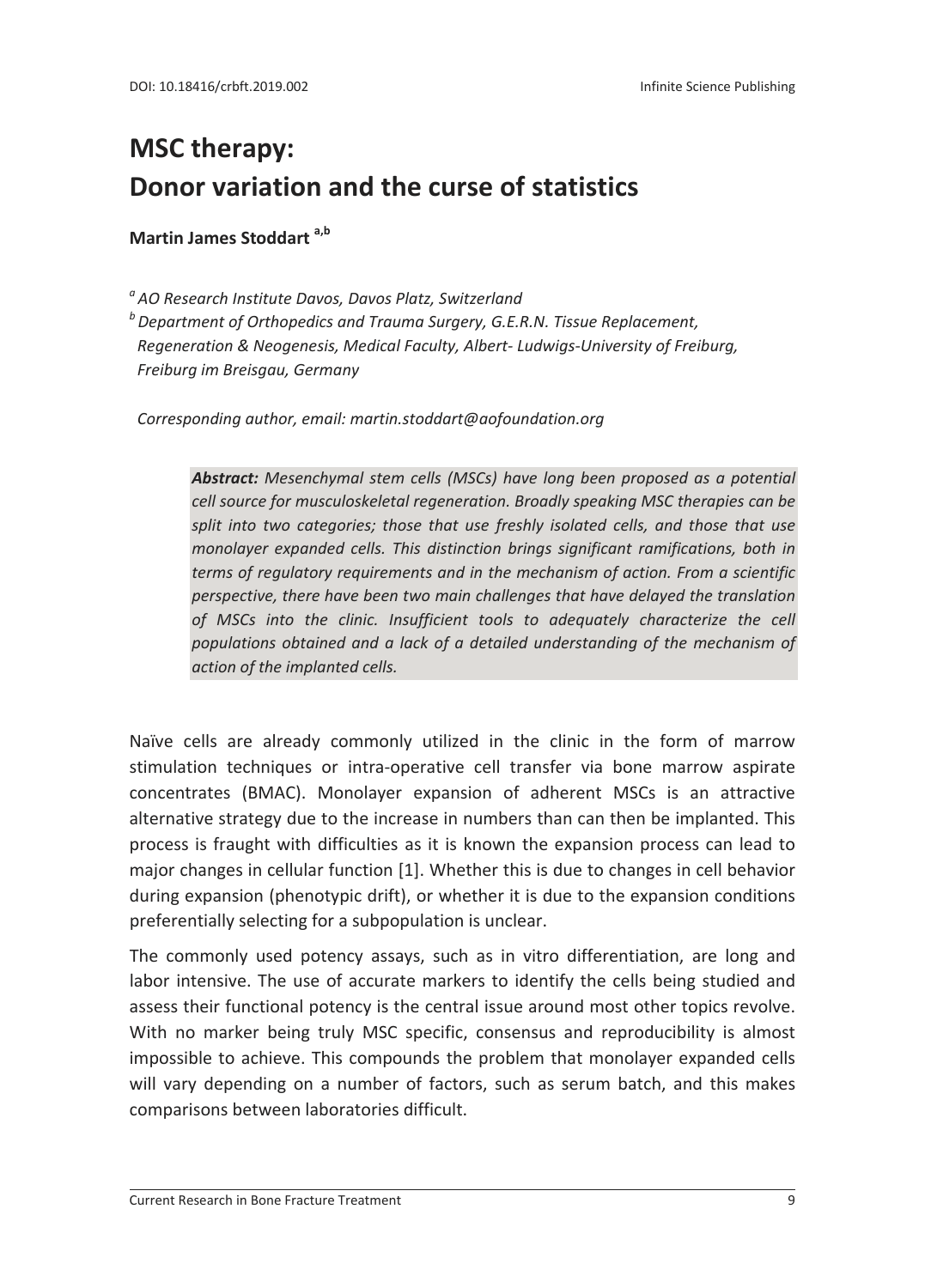# MSC therapy: Donor variation and the curse of statistics

**Martin James Stoddart** [a,b]

*[a] AO Research Institute Davos, Davos Platz, Switzerland*
*[b] Department of Orthopedics and Trauma Surgery, G.E.R.N. Tissue Replacement, Regeneration & Neogenesis, Medical Faculty, Albert- Ludwigs-University of Freiburg, Freiburg im Breisgau, Germany*

*Corresponding author, email: martin.stoddart@aofoundation.org*

> ***Abstract:*** *Mesenchymal stem cells (MSCs) have long been proposed as a potential cell source for musculoskeletal regeneration. Broadly speaking MSC therapies can be split into two categories; those that use freshly isolated cells, and those that use monolayer expanded cells. This distinction brings significant ramifications, both in terms of regulatory requirements and in the mechanism of action. From a scientific perspective, there have been two main challenges that have delayed the translation of MSCs into the clinic. Insufficient tools to adequately characterize the cell populations obtained and a lack of a detailed understanding of the mechanism of action of the implanted cells.*

Naïve cells are already commonly utilized in the clinic in the form of marrow stimulation techniques or intra-operative cell transfer via bone marrow aspirate concentrates (BMAC). Monolayer expansion of adherent MSCs is an attractive alternative strategy due to the increase in numbers than can then be implanted. This process is fraught with difficulties as it is known the expansion process can lead to major changes in cellular function [1]. Whether this is due to changes in cell behavior during expansion (phenotypic drift), or whether it is due to the expansion conditions preferentially selecting for a subpopulation is unclear.

The commonly used potency assays, such as in vitro differentiation, are long and labor intensive. The use of accurate markers to identify the cells being studied and assess their functional potency is the central issue around most other topics revolve. With no marker being truly MSC specific, consensus and reproducibility is almost impossible to achieve. This compounds the problem that monolayer expanded cells will vary depending on a number of factors, such as serum batch, and this makes comparisons between laboratories difficult.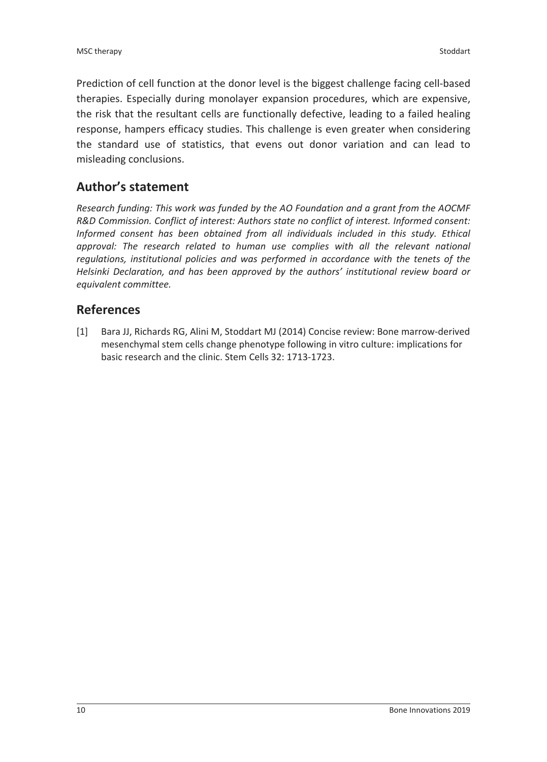Prediction of cell function at the donor level is the biggest challenge facing cell-based therapies. Especially during monolayer expansion procedures, which are expensive, the risk that the resultant cells are functionally defective, leading to a failed healing response, hampers efficacy studies. This challenge is even greater when considering the standard use of statistics, that evens out donor variation and can lead to misleading conclusions.

## Author's statement

*Research funding: This work was funded by the AO Foundation and a grant from the AOCMF R&D Commission. Conflict of interest: Authors state no conflict of interest. Informed consent: Informed consent has been obtained from all individuals included in this study. Ethical approval: The research related to human use complies with all the relevant national regulations, institutional policies and was performed in accordance with the tenets of the Helsinki Declaration, and has been approved by the authors' institutional review board or equivalent committee.*

## References

[1] Bara JJ, Richards RG, Alini M, Stoddart MJ (2014) Concise review: Bone marrow-derived mesenchymal stem cells change phenotype following in vitro culture: implications for basic research and the clinic. Stem Cells 32: 1713-1723.